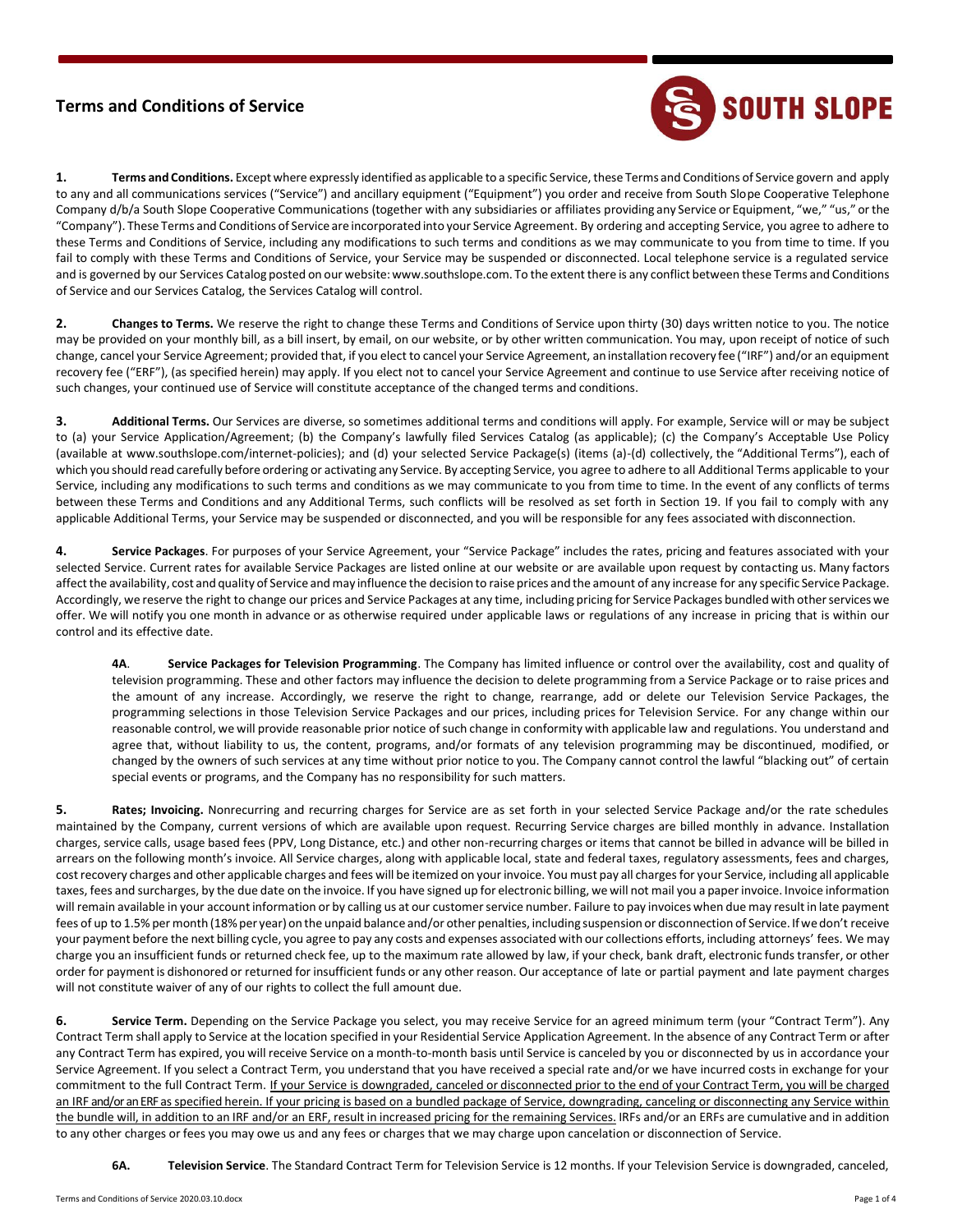## Terms and Conditions of Service

SOUTH SLOPE

**1. Terms and Conditions.** Except where expressly identified as applicable to a specific Service, these Terms and Conditions of Service govern and apply to any and all communications services ("Service") and ancillary equipment ("Equipment") you order and receive from South Slope Cooperative Telephone Company d/b/a South Slope Cooperative Communications (together with any subsidiaries or affiliates providing any Service or Equipment, "we," "us," or the "Company"). These Terms and Conditions of Service are incorporated into your Service Agreement. By ordering and accepting Service, you agree to adhere to these Terms and Conditions of Service, including any modifications to such terms and conditions as we may communicate to you from time to time. If you fail to comply with these Terms and Conditions of Service, your Service may be suspended or disconnected. Local telephone service is a regulated service and is governed by our Services Catalog posted on our website: www.southslope.com. To the extent there is any conflict between these Terms and Conditions of Service and our Services Catalog, the Services Catalog will control.

**2. Changes to Terms.** We reserve the right to change these Terms and Conditions of Service upon thirty (30) days written notice to you. The notice may be provided on your monthly bill, as a bill insert, by email, on our website, or by other written communication. You may, upon receipt of notice of such change, cancel your Service Agreement; provided that, if you elect to cancel your Service Agreement, an installation recovery fee ("IRF") and/or an equipment recovery fee ("ERF"), (as specified herein) may apply. If you elect not to cancel your Service Agreement and continue to use Service after receiving notice of such changes, your continued use of Service will constitute acceptance of the changed terms and conditions.

**3. Additional Terms.** Our Services are diverse, so sometimes additional terms and conditions will apply. For example, Service will or may be subject to (a) your Service Application/Agreement; (b) the Company's lawfully filed Services Catalog (as applicable); (c) the Company's Acceptable Use Policy (available at www.southslope.com/internet-policies); and (d) your selected Service Package(s) (items (a)-(d) collectively, the "Additional Terms"), each of which you should read carefully before ordering or activating any Service. By accepting Service, you agree to adhere to all Additional Terms applicable to your Service, including any modifications to such terms and conditions as we may communicate to you from time to time. In the event of any conflicts of terms between these Terms and Conditions and any Additional Terms, such conflicts will be resolved as set forth in Section 19. If you fail to comply with any applicable Additional Terms, your Service may be suspended or disconnected, and you will be responsible for any fees associated with disconnection.

**4. Service Packages**. For purposes of your Service Agreement, your "Service Package" includes the rates, pricing and features associated with your selected Service. Current rates for available Service Packages are listed online at our website or are available upon request by contacting us. Many factors affect the availability, cost and quality of Service and may influence the decision to raise prices and the amount of any increase for any specific Service Package. Accordingly, we reserve the right to change our prices and Service Packages at any time, including pricing for Service Packages bundled with other services we offer. We will notify you one month in advance or as otherwise required under applicable laws or regulations of any increase in pricing that is within our control and its effective date.

**4A. Service Packages for Television Programming**. The Company has limited influence or control over the availability, cost and quality of television programming. These and other factors may influence the decision to delete programming from a Service Package or to raise prices and the amount of any increase. Accordingly, we reserve the right to change, rearrange, add or delete our Television Service Packages, the programming selections in those Television Service Packages and our prices, including prices for Television Service. For any change within our reasonable control, we will provide reasonable prior notice of such change in conformity with applicable law and regulations. You understand and agree that, without liability to us, the content, programs, and/or formats of any television programming may be discontinued, modified, or changed by the owners of such services at any time without prior notice to you. The Company cannot control the lawful "blacking out" of certain special events or programs, and the Company has no responsibility for such matters.

**5. Rates; Invoicing.** Nonrecurring and recurring charges for Service are as set forth in your selected Service Package and/or the rate schedules maintained by the Company, current versions of which are available upon request. Recurring Service charges are billed monthly in advance. Installation charges, service calls, usage based fees (PPV, Long Distance, etc.) and other non-recurring charges or items that cannot be billed in advance will be billed in arrears on the following month's invoice. All Service charges, along with applicable local, state and federal taxes, regulatory assessments, fees and charges, cost recovery charges and other applicable charges and fees will be itemized on your invoice. You must pay all charges for your Service, including all applicable taxes, fees and surcharges, by the due date on the invoice. If you have signed up for electronic billing, we will not mail you a paper invoice. Invoice information will remain available in your account information or by calling us at our customer service number. Failure to pay invoices when due may result in late payment fees of up to 1.5% per month (18% per year) on the unpaid balance and/or other penalties, including suspension or disconnection of Service. If we don't receive your payment before the next billing cycle, you agree to pay any costs and expenses associated with our collections efforts, including attorneys' fees. We may charge you an insufficient funds or returned check fee, up to the maximum rate allowed by law, if your check, bank draft, electronic funds transfer, or other order for payment is dishonored or returned for insufficient funds or any other reason. Our acceptance of late or partial payment and late payment charges will not constitute waiver of any of our rights to collect the full amount due.

**6. Service Term.** Depending on the Service Package you select, you may receive Service for an agreed minimum term (your "Contract Term"). Any Contract Term shall apply to Service at the location specified in your Residential Service Application Agreement. In the absence of any Contract Term or after any Contract Term has expired, you will receive Service on a month-to-month basis until Service is canceled by you or disconnected by us in accordance your Service Agreement. If you select a Contract Term, you understand that you have received a special rate and/or we have incurred costs in exchange for your commitment to the full Contract Term. <u>If your Service is downgraded, canceled or disconnected prior to the end of your Contract Term, you will be charged an IRF and/or an ERF as specified herein. If your pricing is based on a bundled package of Service, downgrading, canceling or disconnecting any Service within the bundle will, in addition to an IRF and/or an ERF, result in increased pricing for the remaining Services.</u> IRFs and/or an ERFs are cumulative and in addition to any other charges or fees you may owe us and any fees or charges that we may charge upon cancelation or disconnection of Service.

**6A. Television Service**. The Standard Contract Term for Television Service is 12 months. If your Television Service is downgraded, canceled,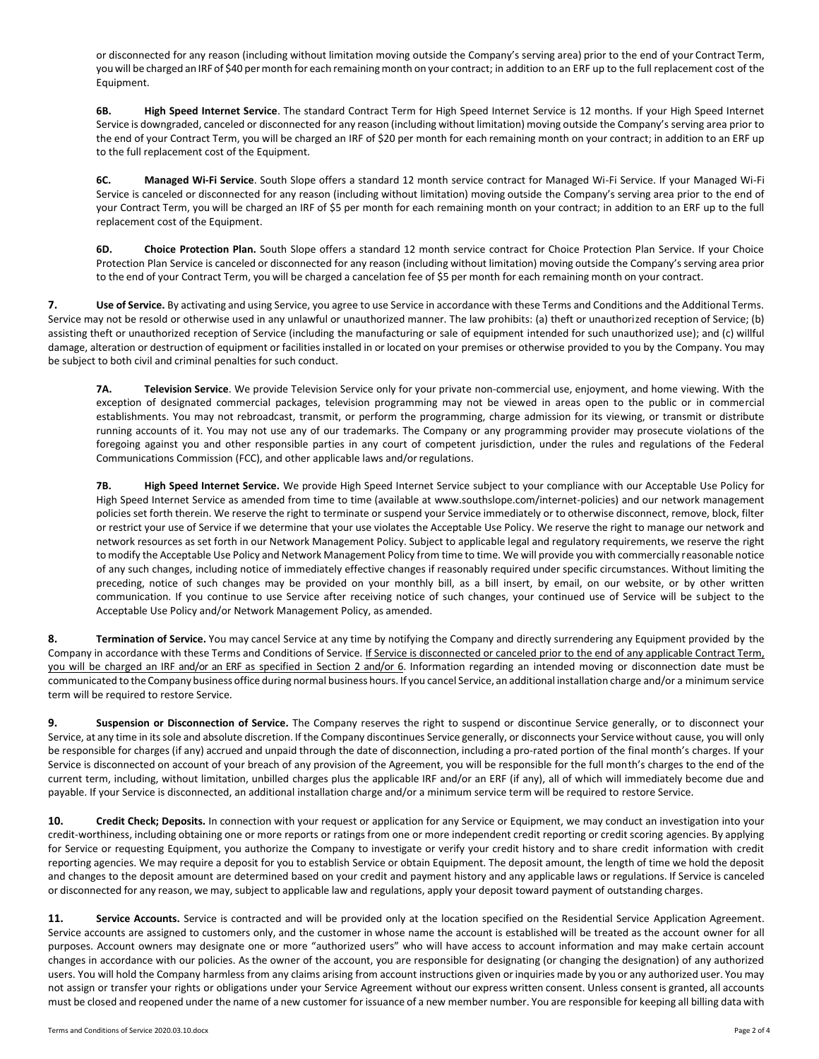or disconnected for any reason (including without limitation moving outside the Company's serving area) prior to the end of your Contract Term, you will be charged an IRF of $40 per month for each remaining month on your contract; in addition to an ERF up to the full replacement cost of the Equipment.

**6B. High Speed Internet Service**. The standard Contract Term for High Speed Internet Service is 12 months. If your High Speed Internet Service is downgraded, canceled or disconnected for any reason (including without limitation) moving outside the Company's serving area prior to the end of your Contract Term, you will be charged an IRF of $20 per month for each remaining month on your contract; in addition to an ERF up to the full replacement cost of the Equipment.

**6C. Managed Wi-Fi Service**. South Slope offers a standard 12 month service contract for Managed Wi-Fi Service. If your Managed Wi-Fi Service is canceled or disconnected for any reason (including without limitation) moving outside the Company's serving area prior to the end of your Contract Term, you will be charged an IRF of $5 per month for each remaining month on your contract; in addition to an ERF up to the full replacement cost of the Equipment.

**6D. Choice Protection Plan.** South Slope offers a standard 12 month service contract for Choice Protection Plan Service. If your Choice Protection Plan Service is canceled or disconnected for any reason (including without limitation) moving outside the Company's serving area prior to the end of your Contract Term, you will be charged a cancelation fee of $5 per month for each remaining month on your contract.

**7. Use of Service.** By activating and using Service, you agree to use Service in accordance with these Terms and Conditions and the Additional Terms. Service may not be resold or otherwise used in any unlawful or unauthorized manner. The law prohibits: (a) theft or unauthorized reception of Service; (b) assisting theft or unauthorized reception of Service (including the manufacturing or sale of equipment intended for such unauthorized use); and (c) willful damage, alteration or destruction of equipment or facilities installed in or located on your premises or otherwise provided to you by the Company. You may be subject to both civil and criminal penalties for such conduct.

**7A. Television Service**. We provide Television Service only for your private non-commercial use, enjoyment, and home viewing. With the exception of designated commercial packages, television programming may not be viewed in areas open to the public or in commercial establishments. You may not rebroadcast, transmit, or perform the programming, charge admission for its viewing, or transmit or distribute running accounts of it. You may not use any of our trademarks. The Company or any programming provider may prosecute violations of the foregoing against you and other responsible parties in any court of competent jurisdiction, under the rules and regulations of the Federal Communications Commission (FCC), and other applicable laws and/or regulations.

**7B. High Speed Internet Service.** We provide High Speed Internet Service subject to your compliance with our Acceptable Use Policy for High Speed Internet Service as amended from time to time (available at www.southslope.com/internet-policies) and our network management policies set forth therein. We reserve the right to terminate or suspend your Service immediately or to otherwise disconnect, remove, block, filter or restrict your use of Service if we determine that your use violates the Acceptable Use Policy. We reserve the right to manage our network and network resources as set forth in our Network Management Policy. Subject to applicable legal and regulatory requirements, we reserve the right to modify the Acceptable Use Policy and Network Management Policy from time to time. We will provide you with commercially reasonable notice of any such changes, including notice of immediately effective changes if reasonably required under specific circumstances. Without limiting the preceding, notice of such changes may be provided on your monthly bill, as a bill insert, by email, on our website, or by other written communication. If you continue to use Service after receiving notice of such changes, your continued use of Service will be subject to the Acceptable Use Policy and/or Network Management Policy, as amended.

**8. Termination of Service.** You may cancel Service at any time by notifying the Company and directly surrendering any Equipment provided by the Company in accordance with these Terms and Conditions of Service. If Service is disconnected or canceled prior to the end of any applicable Contract Term, you will be charged an IRF and/or an ERF as specified in Section 2 and/or 6. Information regarding an intended moving or disconnection date must be communicated to the Company business office during normal business hours. If you cancel Service, an additional installation charge and/or a minimum service term will be required to restore Service.

**9. Suspension or Disconnection of Service.** The Company reserves the right to suspend or discontinue Service generally, or to disconnect your Service, at any time in its sole and absolute discretion. If the Company discontinues Service generally, or disconnects your Service without cause, you will only be responsible for charges (if any) accrued and unpaid through the date of disconnection, including a pro-rated portion of the final month's charges. If your Service is disconnected on account of your breach of any provision of the Agreement, you will be responsible for the full month's charges to the end of the current term, including, without limitation, unbilled charges plus the applicable IRF and/or an ERF (if any), all of which will immediately become due and payable. If your Service is disconnected, an additional installation charge and/or a minimum service term will be required to restore Service.

**10. Credit Check; Deposits.** In connection with your request or application for any Service or Equipment, we may conduct an investigation into your credit-worthiness, including obtaining one or more reports or ratings from one or more independent credit reporting or credit scoring agencies. By applying for Service or requesting Equipment, you authorize the Company to investigate or verify your credit history and to share credit information with credit reporting agencies. We may require a deposit for you to establish Service or obtain Equipment. The deposit amount, the length of time we hold the deposit and changes to the deposit amount are determined based on your credit and payment history and any applicable laws or regulations. If Service is canceled or disconnected for any reason, we may, subject to applicable law and regulations, apply your deposit toward payment of outstanding charges.

**11. Service Accounts.** Service is contracted and will be provided only at the location specified on the Residential Service Application Agreement. Service accounts are assigned to customers only, and the customer in whose name the account is established will be treated as the account owner for all purposes. Account owners may designate one or more "authorized users" who will have access to account information and may make certain account changes in accordance with our policies. As the owner of the account, you are responsible for designating (or changing the designation) of any authorized users. You will hold the Company harmless from any claims arising from account instructions given or inquiries made by you or any authorized user. You may not assign or transfer your rights or obligations under your Service Agreement without our express written consent. Unless consent is granted, all accounts must be closed and reopened under the name of a new customer for issuance of a new member number. You are responsible for keeping all billing data with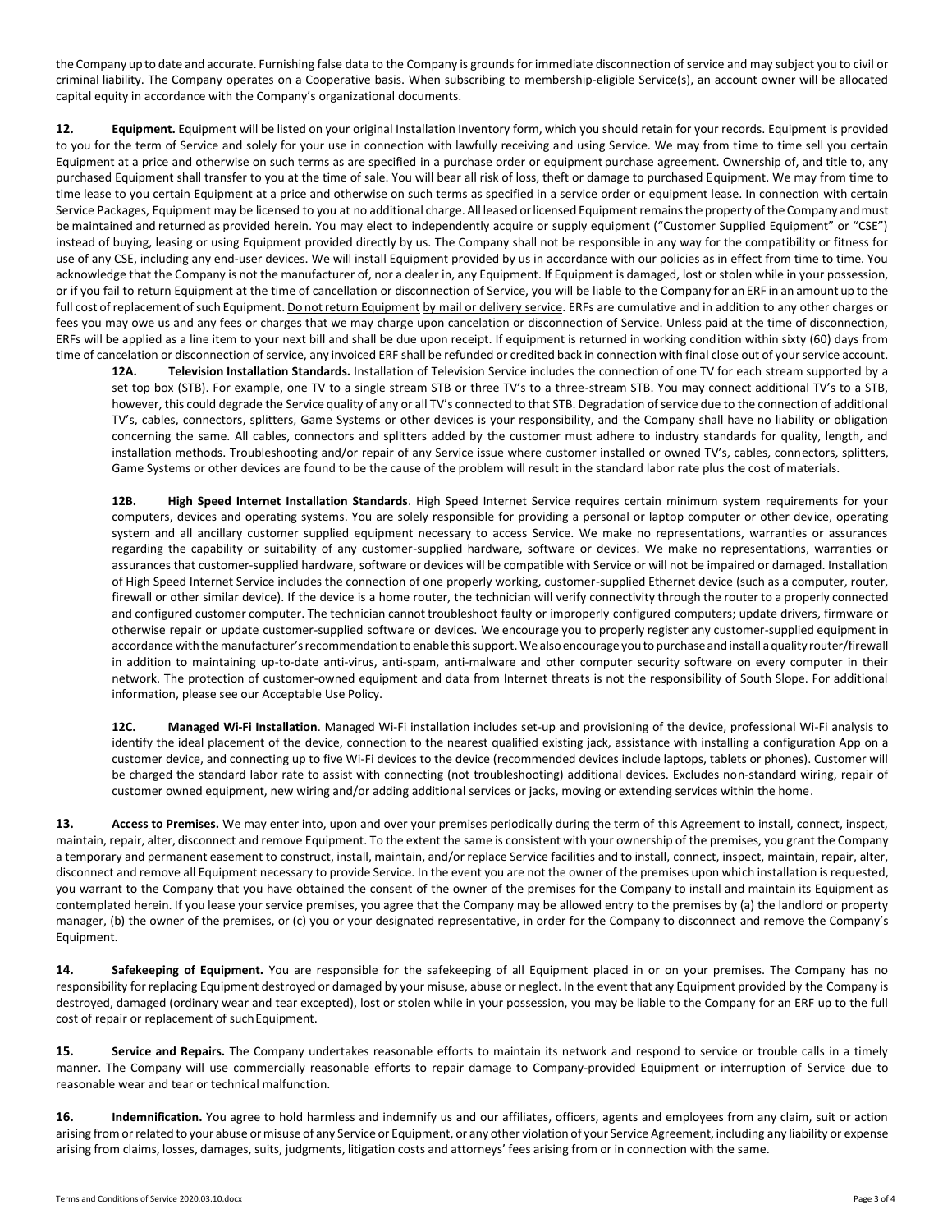the Company up to date and accurate. Furnishing false data to the Company is grounds for immediate disconnection of service and may subject you to civil or criminal liability. The Company operates on a Cooperative basis. When subscribing to membership-eligible Service(s), an account owner will be allocated capital equity in accordance with the Company's organizational documents.

**12. Equipment.** Equipment will be listed on your original Installation Inventory form, which you should retain for your records. Equipment is provided to you for the term of Service and solely for your use in connection with lawfully receiving and using Service. We may from time to time sell you certain Equipment at a price and otherwise on such terms as are specified in a purchase order or equipment purchase agreement. Ownership of, and title to, any purchased Equipment shall transfer to you at the time of sale. You will bear all risk of loss, theft or damage to purchased Equipment. We may from time to time lease to you certain Equipment at a price and otherwise on such terms as specified in a service order or equipment lease. In connection with certain Service Packages, Equipment may be licensed to you at no additional charge. All leased or licensed Equipment remains the property of the Company and must be maintained and returned as provided herein. You may elect to independently acquire or supply equipment ("Customer Supplied Equipment" or "CSE") instead of buying, leasing or using Equipment provided directly by us. The Company shall not be responsible in any way for the compatibility or fitness for use of any CSE, including any end-user devices. We will install Equipment provided by us in accordance with our policies as in effect from time to time. You acknowledge that the Company is not the manufacturer of, nor a dealer in, any Equipment. If Equipment is damaged, lost or stolen while in your possession, or if you fail to return Equipment at the time of cancellation or disconnection of Service, you will be liable to the Company for an ERF in an amount up to the full cost of replacement of such Equipment. Do not return Equipment by mail or delivery service. ERFs are cumulative and in addition to any other charges or fees you may owe us and any fees or charges that we may charge upon cancellation or disconnection of Service. Unless paid at the time of disconnection, ERFs will be applied as a line item to your next bill and shall be due upon receipt. If equipment is returned in working condition within sixty (60) days from time of cancelation or disconnection of service, any invoiced ERF shall be refunded or credited back in connection with final close out of your service account.

**12A. Television Installation Standards.** Installation of Television Service includes the connection of one TV for each stream supported by a set top box (STB). For example, one TV to a single stream STB or three TV's to a three-stream STB. You may connect additional TV's to a STB, however, this could degrade the Service quality of any or all TV's connected to that STB. Degradation of service due to the connection of additional TV's, cables, connectors, splitters, Game Systems or other devices is your responsibility, and the Company shall have no liability or obligation concerning the same. All cables, connectors and splitters added by the customer must adhere to industry standards for quality, length, and installation methods. Troubleshooting and/or repair of any Service issue where customer installed or owned TV's, cables, connectors, splitters, Game Systems or other devices are found to be the cause of the problem will result in the standard labor rate plus the cost of materials.

**12B. High Speed Internet Installation Standards**. High Speed Internet Service requires certain minimum system requirements for your computers, devices and operating systems. You are solely responsible for providing a personal or laptop computer or other device, operating system and all ancillary customer supplied equipment necessary to access Service. We make no representations, warranties or assurances regarding the capability or suitability of any customer-supplied hardware, software or devices. We make no representations, warranties or assurances that customer-supplied hardware, software or devices will be compatible with Service or will not be impaired or damaged. Installation of High Speed Internet Service includes the connection of one properly working, customer-supplied Ethernet device (such as a computer, router, firewall or other similar device). If the device is a home router, the technician will verify connectivity through the router to a properly connected and configured customer computer. The technician cannot troubleshoot faulty or improperly configured computers; update drivers, firmware or otherwise repair or update customer-supplied software or devices. We encourage you to properly register any customer-supplied equipment in accordance with the manufacturer's recommendation to enable this support. We also encourage you to purchase and install a quality router/firewall in addition to maintaining up-to-date anti-virus, anti-spam, anti-malware and other computer security software on every computer in their network. The protection of customer-owned equipment and data from Internet threats is not the responsibility of South Slope. For additional information, please see our Acceptable Use Policy.

**12C. Managed Wi-Fi Installation**. Managed Wi-Fi installation includes set-up and provisioning of the device, professional Wi-Fi analysis to identify the ideal placement of the device, connection to the nearest qualified existing jack, assistance with installing a configuration App on a customer device, and connecting up to five Wi-Fi devices to the device (recommended devices include laptops, tablets or phones). Customer will be charged the standard labor rate to assist with connecting (not troubleshooting) additional devices. Excludes non-standard wiring, repair of customer owned equipment, new wiring and/or adding additional services or jacks, moving or extending services within the home.

**13. Access to Premises.** We may enter into, upon and over your premises periodically during the term of this Agreement to install, connect, inspect, maintain, repair, alter, disconnect and remove Equipment. To the extent the same is consistent with your ownership of the premises, you grant the Company a temporary and permanent easement to construct, install, maintain, and/or replace Service facilities and to install, connect, inspect, maintain, repair, alter, disconnect and remove all Equipment necessary to provide Service. In the event you are not the owner of the premises upon which installation is requested, you warrant to the Company that you have obtained the consent of the owner of the premises for the Company to install and maintain its Equipment as contemplated herein. If you lease your service premises, you agree that the Company may be allowed entry to the premises by (a) the landlord or property manager, (b) the owner of the premises, or (c) you or your designated representative, in order for the Company to disconnect and remove the Company's Equipment.

**14. Safekeeping of Equipment.** You are responsible for the safekeeping of all Equipment placed in or on your premises. The Company has no responsibility for replacing Equipment destroyed or damaged by your misuse, abuse or neglect. In the event that any Equipment provided by the Company is destroyed, damaged (ordinary wear and tear excepted), lost or stolen while in your possession, you may be liable to the Company for an ERF up to the full cost of repair or replacement of such Equipment.

**15. Service and Repairs.** The Company undertakes reasonable efforts to maintain its network and respond to service or trouble calls in a timely manner. The Company will use commercially reasonable efforts to repair damage to Company-provided Equipment or interruption of Service due to reasonable wear and tear or technical malfunction.

**16. Indemnification.** You agree to hold harmless and indemnify us and our affiliates, officers, agents and employees from any claim, suit or action arising from or related to your abuse or misuse of any Service or Equipment, or any other violation of your Service Agreement, including any liability or expense arising from claims, losses, damages, suits, judgments, litigation costs and attorneys' fees arising from or in connection with the same.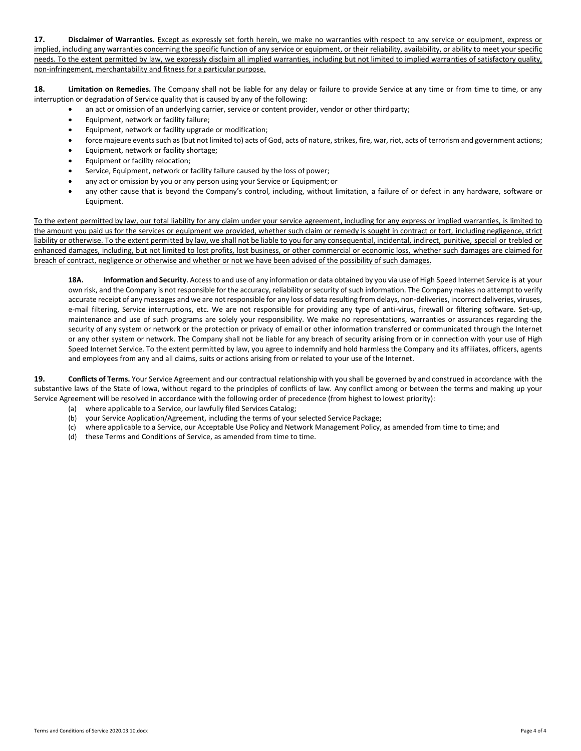**17. Disclaimer of Warranties.** Except as expressly set forth herein, we make no warranties with respect to any service or equipment, express or implied, including any warranties concerning the specific function of any service or equipment, or their reliability, availability, or ability to meet your specific needs. To the extent permitted by law, we expressly disclaim all implied warranties, including but not limited to implied warranties of satisfactory quality, non-infringement, merchantability and fitness for a particular purpose.

**18. Limitation on Remedies.** The Company shall not be liable for any delay or failure to provide Service at any time or from time to time, or any interruption or degradation of Service quality that is caused by any of the following:

- an act or omission of an underlying carrier, service or content provider, vendor or other thirdparty;
- Equipment, network or facility failure;
- Equipment, network or facility upgrade or modification;
- force majeure events such as (but not limited to) acts of God, acts of nature, strikes, fire, war, riot, acts of terrorism and government actions;
- Equipment, network or facility shortage;
- Equipment or facility relocation;
- Service, Equipment, network or facility failure caused by the loss of power;
- any act or omission by you or any person using your Service or Equipment; or
- any other cause that is beyond the Company's control, including, without limitation, a failure of or defect in any hardware, software or Equipment.

To the extent permitted by law, our total liability for any claim under your service agreement, including for any express or implied warranties, is limited to the amount you paid us for the services or equipment we provided, whether such claim or remedy is sought in contract or tort, including negligence, strict liability or otherwise. To the extent permitted by law, we shall not be liable to you for any consequential, incidental, indirect, punitive, special or trebled or enhanced damages, including, but not limited to lost profits, lost business, or other commercial or economic loss, whether such damages are claimed for breach of contract, negligence or otherwise and whether or not we have been advised of the possibility of such damages.

**18A. Information and Security**. Access to and use of any information or data obtained by you via use of High Speed Internet Service is at your own risk, and the Company is not responsible for the accuracy, reliability or security of such information. The Company makes no attempt to verify accurate receipt of any messages and we are not responsible for any loss of data resulting from delays, non-deliveries, incorrect deliveries, viruses, e-mail filtering, Service interruptions, etc. We are not responsible for providing any type of anti-virus, firewall or filtering software. Set-up, maintenance and use of such programs are solely your responsibility. We make no representations, warranties or assurances regarding the security of any system or network or the protection or privacy of email or other information transferred or communicated through the Internet or any other system or network. The Company shall not be liable for any breach of security arising from or in connection with your use of High Speed Internet Service. To the extent permitted by law, you agree to indemnify and hold harmless the Company and its affiliates, officers, agents and employees from any and all claims, suits or actions arising from or related to your use of the Internet.

**19. Conflicts of Terms.** Your Service Agreement and our contractual relationship with you shall be governed by and construed in accordance with the substantive laws of the State of Iowa, without regard to the principles of conflicts of law. Any conflict among or between the terms and making up your Service Agreement will be resolved in accordance with the following order of precedence (from highest to lowest priority):

(a) where applicable to a Service, our lawfully filed Services Catalog;
(b) your Service Application/Agreement, including the terms of your selected Service Package;
(c) where applicable to a Service, our Acceptable Use Policy and Network Management Policy, as amended from time to time; and
(d) these Terms and Conditions of Service, as amended from time to time.